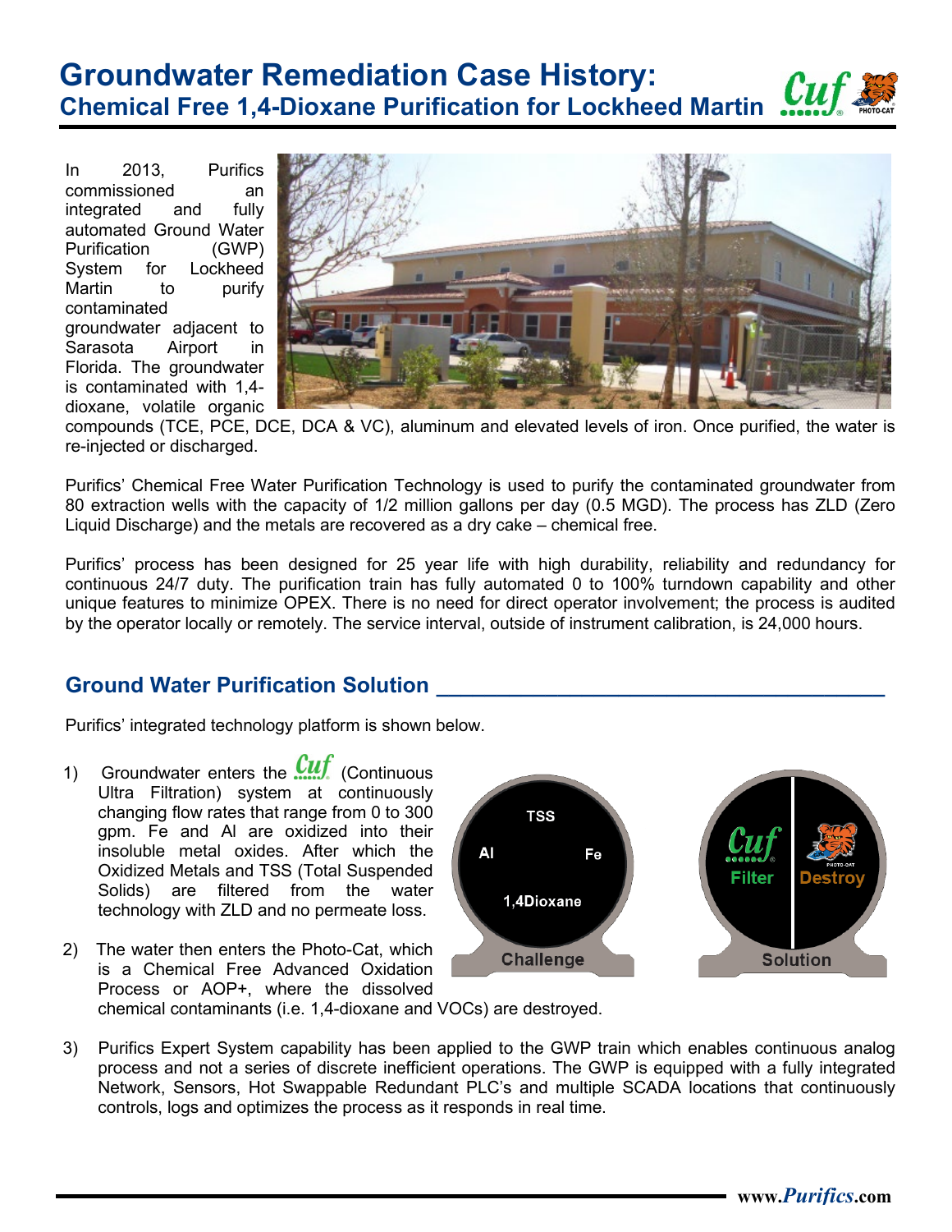# Groundwater Remediation Case History:
## Chemical Free 1,4-Dioxane Purification for Lockheed Martin

In 2013, Purifics commissioned an integrated and fully automated Ground Water Purification (GWP) System for Lockheed Martin to purify contaminated groundwater adjacent to Sarasota Airport in Florida. The groundwater is contaminated with 1,4-dioxane, volatile organic compounds (TCE, PCE, DCE, DCA & VC), aluminum and elevated levels of iron. Once purified, the water is re-injected or discharged.

Purifics' Chemical Free Water Purification Technology is used to purify the contaminated groundwater from 80 extraction wells with the capacity of 1/2 million gallons per day (0.5 MGD). The process has ZLD (Zero Liquid Discharge) and the metals are recovered as a dry cake – chemical free.

Purifics' process has been designed for 25 year life with high durability, reliability and redundancy for continuous 24/7 duty. The purification train has fully automated 0 to 100% turndown capability and other unique features to minimize OPEX. There is no need for direct operator involvement; the process is audited by the operator locally or remotely. The service interval, outside of instrument calibration, is 24,000 hours.

## Ground Water Purification Solution

Purifics' integrated technology platform is shown below.

1) Groundwater enters the Cuf (Continuous Ultra Filtration) system at continuously changing flow rates that range from 0 to 300 gpm. Fe and Al are oxidized into their insoluble metal oxides. After which the Oxidized Metals and TSS (Total Suspended Solids) are filtered from the water technology with ZLD and no permeate loss.

2) The water then enters the Photo-Cat, which is a Chemical Free Advanced Oxidation Process or AOP+, where the dissolved chemical contaminants (i.e. 1,4-dioxane and VOCs) are destroyed.

3) Purifics Expert System capability has been applied to the GWP train which enables continuous analog process and not a series of discrete inefficient operations. The GWP is equipped with a fully integrated Network, Sensors, Hot Swappable Redundant PLC's and multiple SCADA locations that continuously controls, logs and optimizes the process as it responds in real time.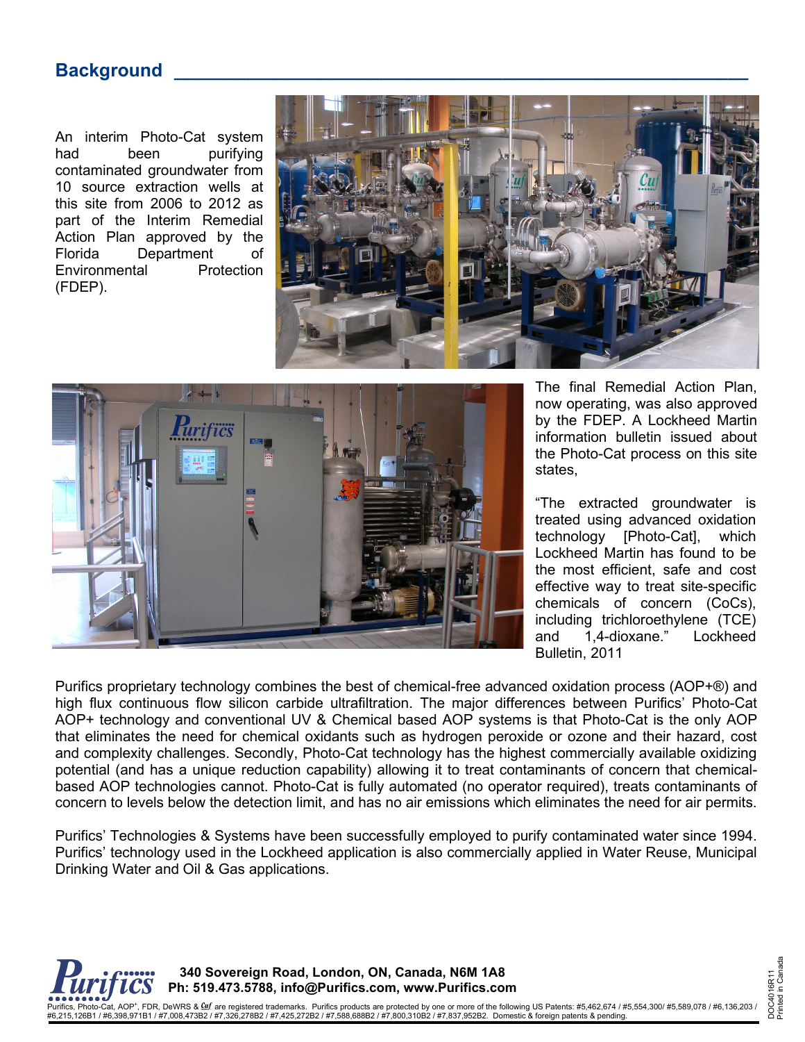## Background

An interim Photo-Cat system had been purifying contaminated groundwater from 10 source extraction wells at this site from 2006 to 2012 as part of the Interim Remedial Action Plan approved by the Florida Department of Environmental Protection (FDEP).

The final Remedial Action Plan, now operating, was also approved by the FDEP. A Lockheed Martin information bulletin issued about the Photo-Cat process on this site states,

"The extracted groundwater is treated using advanced oxidation technology [Photo-Cat], which Lockheed Martin has found to be the most efficient, safe and cost effective way to treat site-specific chemicals of concern (CoCs), including trichloroethylene (TCE) and 1,4-dioxane." Lockheed Bulletin, 2011

Purifics proprietary technology combines the best of chemical-free advanced oxidation process (AOP+®) and high flux continuous flow silicon carbide ultrafiltration. The major differences between Purifics' Photo-Cat AOP+ technology and conventional UV & Chemical based AOP systems is that Photo-Cat is the only AOP that eliminates the need for chemical oxidants such as hydrogen peroxide or ozone and their hazard, cost and complexity challenges. Secondly, Photo-Cat technology has the highest commercially available oxidizing potential (and has a unique reduction capability) allowing it to treat contaminants of concern that chemical-based AOP technologies cannot. Photo-Cat is fully automated (no operator required), treats contaminants of concern to levels below the detection limit, and has no air emissions which eliminates the need for air permits.

Purifics' Technologies & Systems have been successfully employed to purify contaminated water since 1994. Purifics' technology used in the Lockheed application is also commercially applied in Water Reuse, Municipal Drinking Water and Oil & Gas applications.

**340 Sovereign Road, London, ON, Canada, N6M 1A8**
**Ph: 519.473.5788, info@Purifics.com, www.Purifics.com**

Purifics, Photo-Cat, AOP+, FDR, DeWRS & Cuf are registered trademarks. Purifics products are protected by one or more of the following US Patents: #5,462,674 / #5,554,300/ #5,589,078 / #6,136,203 / #6,215,126B1 / #6,398,971B1 / #7,008,473B2 / #7,326,278B2 / #7,425,272B2 / #7,588,688B2 / #7,800,310B2 / #7,837,952B2. Domestic & foreign patents & pending.

DOC4016R11
Printed in Canada